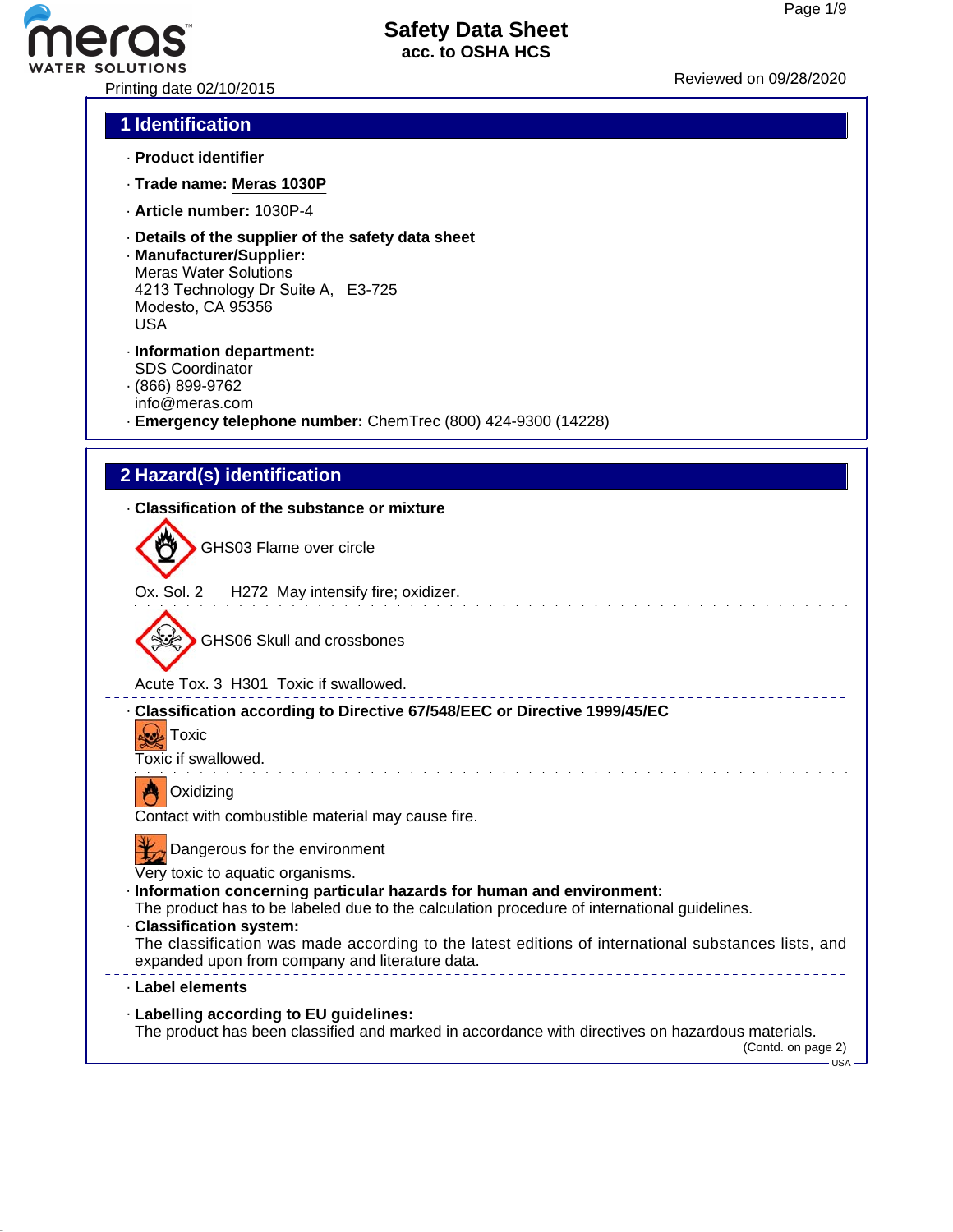# Safety Data Sheet
acc. to OSHA HCS

Printing date 02/10/2015

Reviewed on 09/28/2020

## 1 Identification

· **Product identifier**

· **Trade name: Meras 1030P**

· **Article number:** 1030P-4

· **Details of the supplier of the safety data sheet**
· **Manufacturer/Supplier:**
Meras Water Solutions
4213 Technology Dr Suite A, E3-725
Modesto, CA 95356
USA

· **Information department:**
SDS Coordinator
· (866) 899-9762
info@meras.com
· **Emergency telephone number:** ChemTrec (800) 424-9300 (14228)

## 2 Hazard(s) identification

· **Classification of the substance or mixture**

GHS03 Flame over circle

Ox. Sol. 2 H272 May intensify fire; oxidizer.

GHS06 Skull and crossbones

Acute Tox. 3 H301 Toxic if swallowed.

· **Classification according to Directive 67/548/EEC or Directive 1999/45/EC**

Toxic

Toxic if swallowed.

Oxidizing

Contact with combustible material may cause fire.

Dangerous for the environment

Very toxic to aquatic organisms.

· **Information concerning particular hazards for human and environment:**
The product has to be labeled due to the calculation procedure of international guidelines.
· **Classification system:**
The classification was made according to the latest editions of international substances lists, and expanded upon from company and literature data.

· **Label elements**

· **Labelling according to EU guidelines:**
The product has been classified and marked in accordance with directives on hazardous materials.

(Contd. on page 2)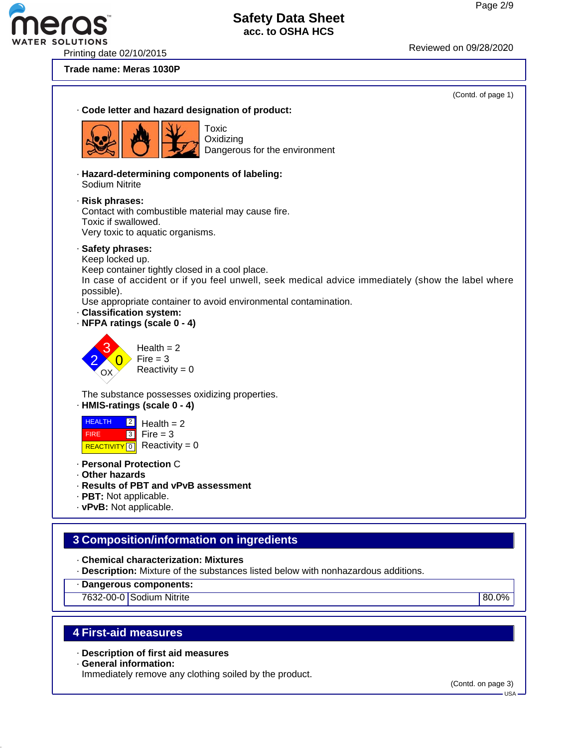Trade name: Meras 1030P

(Contd. of page 1)

· **Code letter and hazard designation of product:**

Toxic
Oxidizing
Dangerous for the environment

· **Hazard-determining components of labeling:**
Sodium Nitrite

· **Risk phrases:**
Contact with combustible material may cause fire.
Toxic if swallowed.
Very toxic to aquatic organisms.

· **Safety phrases:**
Keep locked up.
Keep container tightly closed in a cool place.
In case of accident or if you feel unwell, seek medical advice immediately (show the label where possible).
Use appropriate container to avoid environmental contamination.

· **Classification system:**

· **NFPA ratings (scale 0 - 4)**

Health = 2
Fire = 3
Reactivity = 0

The substance possesses oxidizing properties.

· **HMIS-ratings (scale 0 - 4)**

| HEALTH | 2 |
|---|---|
| FIRE | 3 |
| REACTIVITY | 0 |

Health = 2
Fire = 3
Reactivity = 0

· **Personal Protection** C
· **Other hazards**
· **Results of PBT and vPvB assessment**
· **PBT:** Not applicable.
· **vPvB:** Not applicable.

## 3 Composition/information on ingredients

· **Chemical characterization: Mixtures**
· **Description:** Mixture of the substances listed below with nonhazardous additions.

· **Dangerous components:**

| 7632-00-0 | Sodium Nitrite | 80.0% |
|---|---|---|

## 4 First-aid measures

· **Description of first aid measures**
· **General information:**
Immediately remove any clothing soiled by the product.

(Contd. on page 3)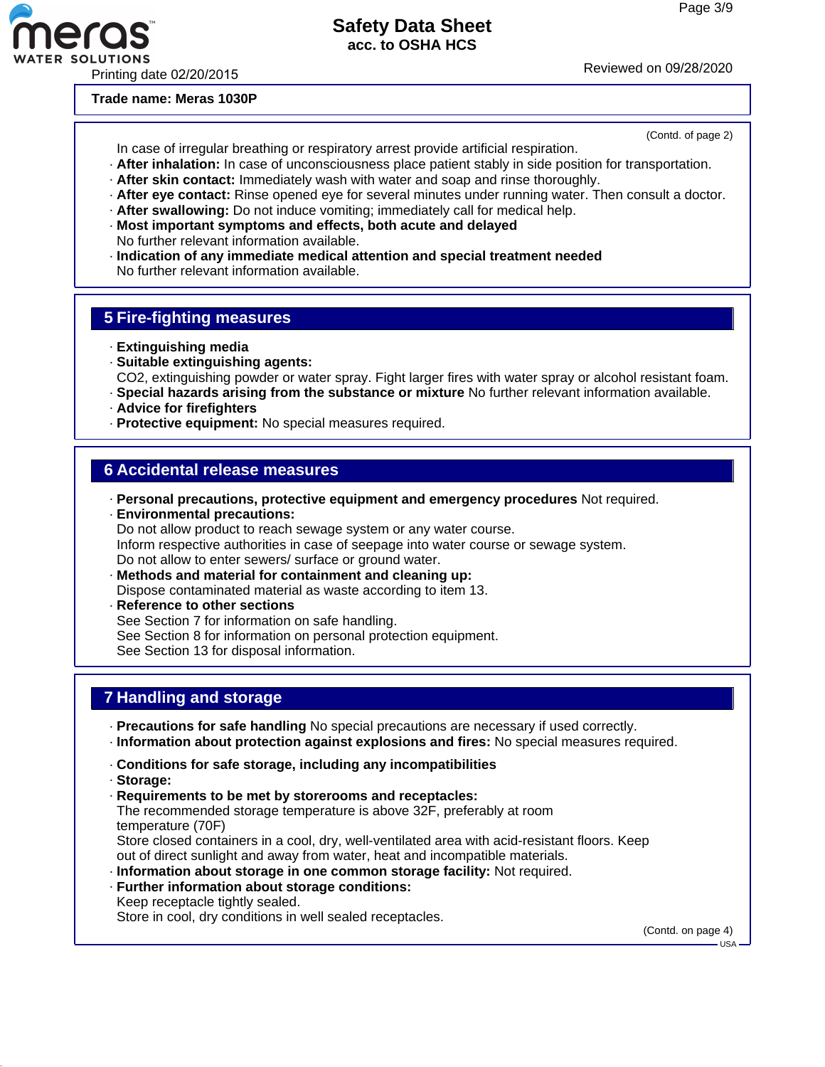Trade name: Meras 1030P

(Contd. of page 2)

In case of irregular breathing or respiratory arrest provide artificial respiration.

- **After inhalation:** In case of unconsciousness place patient stably in side position for transportation.
- **After skin contact:** Immediately wash with water and soap and rinse thoroughly.
- **After eye contact:** Rinse opened eye for several minutes under running water. Then consult a doctor.
- **After swallowing:** Do not induce vomiting; immediately call for medical help.
- **Most important symptoms and effects, both acute and delayed**
  No further relevant information available.
- **Indication of any immediate medical attention and special treatment needed**
  No further relevant information available.

## 5 Fire-fighting measures

- **Extinguishing media**
- **Suitable extinguishing agents:**
  $CO_2$, extinguishing powder or water spray. Fight larger fires with water spray or alcohol resistant foam.
- **Special hazards arising from the substance or mixture** No further relevant information available.
- **Advice for firefighters**
- **Protective equipment:** No special measures required.

## 6 Accidental release measures

- **Personal precautions, protective equipment and emergency procedures** Not required.
- **Environmental precautions:**
  Do not allow product to reach sewage system or any water course.
  Inform respective authorities in case of seepage into water course or sewage system.
  Do not allow to enter sewers/ surface or ground water.
- **Methods and material for containment and cleaning up:**
  Dispose contaminated material as waste according to item 13.
- **Reference to other sections**
  See Section 7 for information on safe handling.
  See Section 8 for information on personal protection equipment.
  See Section 13 for disposal information.

## 7 Handling and storage

- **Precautions for safe handling** No special precautions are necessary if used correctly.
- **Information about protection against explosions and fires:** No special measures required.

- **Conditions for safe storage, including any incompatibilities**
- **Storage:**
- **Requirements to be met by storerooms and receptacles:**
  The recommended storage temperature is above 32F, preferably at room temperature (70F)
  Store closed containers in a cool, dry, well-ventilated area with acid-resistant floors. Keep out of direct sunlight and away from water, heat and incompatible materials.
- **Information about storage in one common storage facility:** Not required.
- **Further information about storage conditions:**
  Keep receptacle tightly sealed.
  Store in cool, dry conditions in well sealed receptacles.

(Contd. on page 4)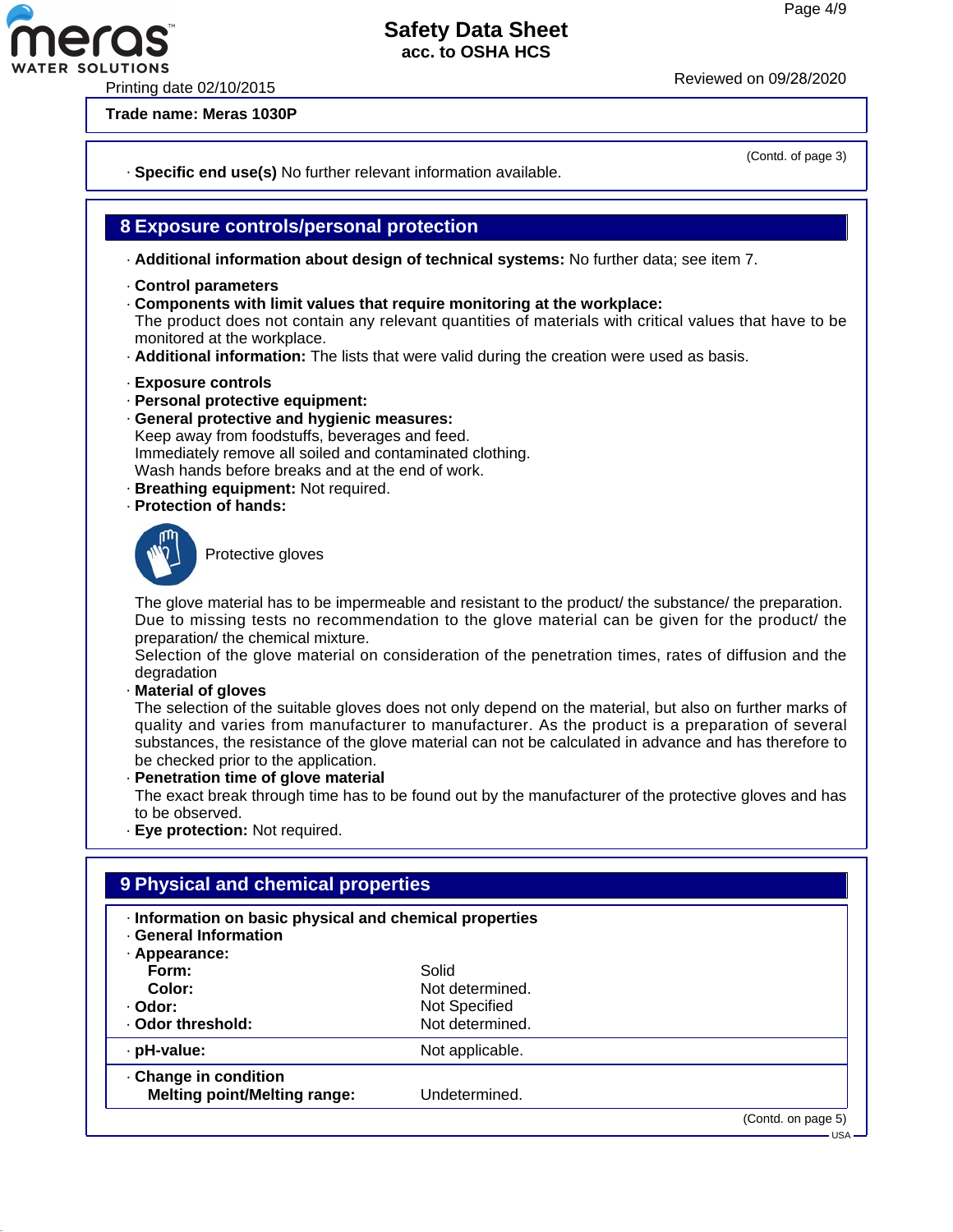**Trade name: Meras 1030P**

(Contd. of page 3)

· **Specific end use(s)** No further relevant information available.

## 8 Exposure controls/personal protection

· **Additional information about design of technical systems:** No further data; see item 7.

· **Control parameters**
· **Components with limit values that require monitoring at the workplace:**
The product does not contain any relevant quantities of materials with critical values that have to be monitored at the workplace.
· **Additional information:** The lists that were valid during the creation were used as basis.

· **Exposure controls**
· **Personal protective equipment:**
· **General protective and hygienic measures:**
Keep away from foodstuffs, beverages and feed.
Immediately remove all soiled and contaminated clothing.
Wash hands before breaks and at the end of work.
· **Breathing equipment:** Not required.
· **Protection of hands:**

Protective gloves

The glove material has to be impermeable and resistant to the product/ the substance/ the preparation.
Due to missing tests no recommendation to the glove material can be given for the product/ the preparation/ the chemical mixture.
Selection of the glove material on consideration of the penetration times, rates of diffusion and the degradation
· **Material of gloves**
The selection of the suitable gloves does not only depend on the material, but also on further marks of quality and varies from manufacturer to manufacturer. As the product is a preparation of several substances, the resistance of the glove material can not be calculated in advance and has therefore to be checked prior to the application.
· **Penetration time of glove material**
The exact break through time has to be found out by the manufacturer of the protective gloves and has to be observed.
· **Eye protection:** Not required.

## 9 Physical and chemical properties

· **Information on basic physical and chemical properties**
· **General Information**
· **Appearance:**

| | |
|---|---|
| **Form:** | Solid |
| **Color:** | Not determined. |
| · **Odor:** | Not Specified |
| · **Odor threshold:** | Not determined. |
| · **pH-value:** | Not applicable. |
| · **Change in condition** | |
| **Melting point/Melting range:** | Undetermined. |

(Contd. on page 5)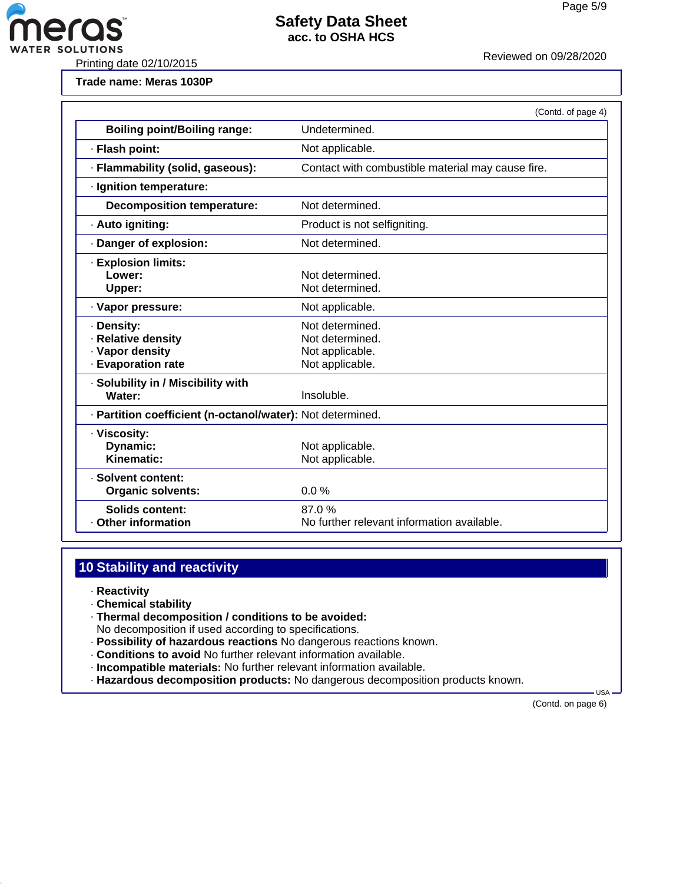**Trade name: Meras 1030P**

(Contd. of page 4)

| Property | Value |
|---|---|
| Boiling point/Boiling range: | Undetermined. |
| · Flash point: | Not applicable. |
| · Flammability (solid, gaseous): | Contact with combustible material may cause fire. |
| · Ignition temperature: | |
| Decomposition temperature: | Not determined. |
| · Auto igniting: | Product is not selfigniting. |
| · Danger of explosion: | Not determined. |
| · Explosion limits: | |
| Lower: | Not determined. |
| Upper: | Not determined. |
| · Vapor pressure: | Not applicable. |
| · Density: | Not determined. |
| · Relative density | Not determined. |
| · Vapor density | Not applicable. |
| · Evaporation rate | Not applicable. |
| · Solubility in / Miscibility with | |
| Water: | Insoluble. |
| · Partition coefficient (n-octanol/water): | Not determined. |
| · Viscosity: | |
| Dynamic: | Not applicable. |
| Kinematic: | Not applicable. |
| · Solvent content: | |
| Organic solvents: | 0.0 % |
| Solids content: | 87.0 % |
| · Other information | No further relevant information available. |

## 10 Stability and reactivity

- **Reactivity**
- **Chemical stability**
- **Thermal decomposition / conditions to be avoided:**
  No decomposition if used according to specifications.
- **Possibility of hazardous reactions** No dangerous reactions known.
- **Conditions to avoid** No further relevant information available.
- **Incompatible materials:** No further relevant information available.
- **Hazardous decomposition products:** No dangerous decomposition products known.

(Contd. on page 6)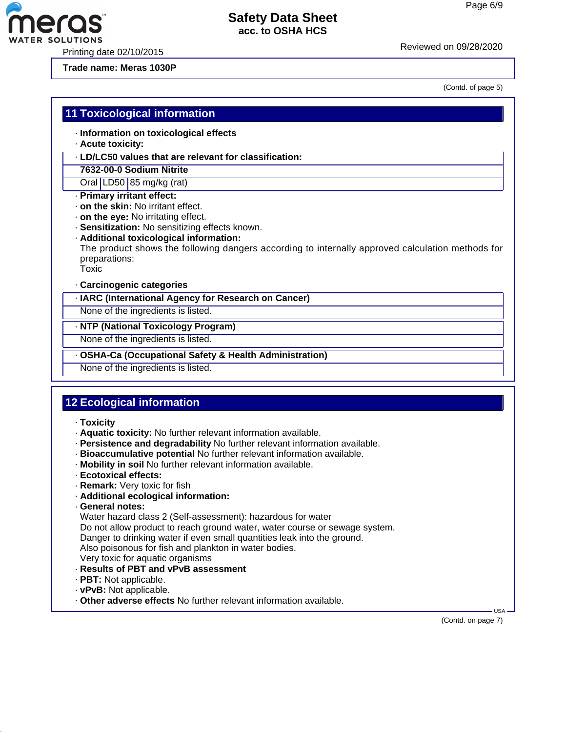Trade name: Meras 1030P

(Contd. of page 5)

## 11 Toxicological information

· **Information on toxicological effects**
· **Acute toxicity:**

| · LD/LC50 values that are relevant for classification: | | |
|---|---|---|
| **7632-00-0 Sodium Nitrite** | | |
| Oral | LD50 | 85 mg/kg (rat) |

· **Primary irritant effect:**
· **on the skin:** No irritant effect.
· **on the eye:** No irritating effect.
· **Sensitization:** No sensitizing effects known.
· **Additional toxicological information:**
The product shows the following dangers according to internally approved calculation methods for preparations:
Toxic

· **Carcinogenic categories**

| · IARC (International Agency for Research on Cancer) |
|---|
| None of the ingredients is listed. |

| · NTP (National Toxicology Program) |
|---|
| None of the ingredients is listed. |

| · OSHA-Ca (Occupational Safety & Health Administration) |
|---|
| None of the ingredients is listed. |

## 12 Ecological information

· **Toxicity**
· **Aquatic toxicity:** No further relevant information available.
· **Persistence and degradability** No further relevant information available.
· **Bioaccumulative potential** No further relevant information available.
· **Mobility in soil** No further relevant information available.
· **Ecotoxical effects:**
· **Remark:** Very toxic for fish
· **Additional ecological information:**
· **General notes:**
Water hazard class 2 (Self-assessment): hazardous for water
Do not allow product to reach ground water, water course or sewage system.
Danger to drinking water if even small quantities leak into the ground.
Also poisonous for fish and plankton in water bodies.
Very toxic for aquatic organisms
· **Results of PBT and vPvB assessment**
· **PBT:** Not applicable.
· **vPvB:** Not applicable.
· **Other adverse effects** No further relevant information available.

(Contd. on page 7)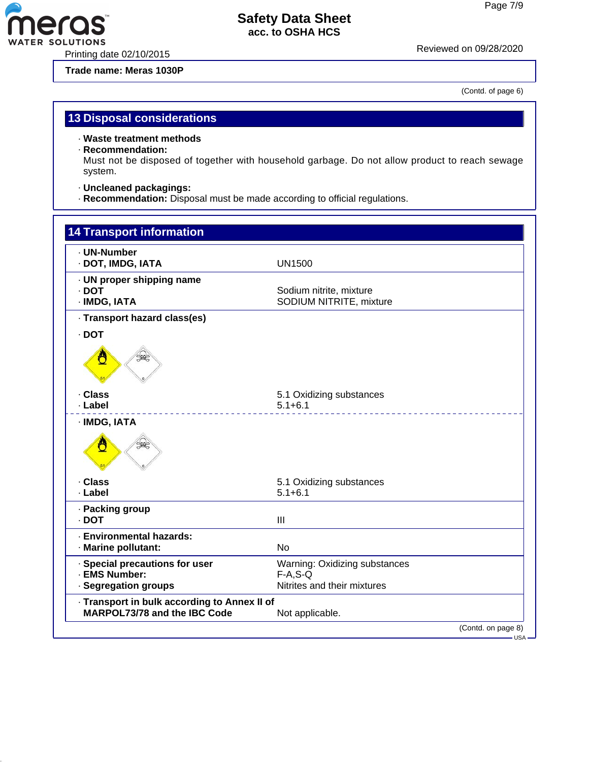**Trade name: Meras 1030P**

(Contd. of page 6)

## 13 Disposal considerations

· **Waste treatment methods**
· **Recommendation:**
Must not be disposed of together with household garbage. Do not allow product to reach sewage system.

· **Uncleaned packagings:**
· **Recommendation:** Disposal must be made according to official regulations.

## 14 Transport information

· **UN-Number**
· **DOT, IMDG, IATA** — UN1500

· **UN proper shipping name**
· **DOT** — Sodium nitrite, mixture
· **IMDG, IATA** — SODIUM NITRITE, mixture

· **Transport hazard class(es)**

· **DOT**

· **Class** — 5.1 Oxidizing substances
· **Label** — 5.1+6.1

· **IMDG, IATA**

· **Class** — 5.1 Oxidizing substances
· **Label** — 5.1+6.1

· **Packing group**
· **DOT** — III

· **Environmental hazards:**
· **Marine pollutant:** — No

· **Special precautions for user** — Warning: Oxidizing substances
· **EMS Number:** — F-A,S-Q
· **Segregation groups** — Nitrites and their mixtures

· **Transport in bulk according to Annex II of MARPOL73/78 and the IBC Code** — Not applicable.

(Contd. on page 8)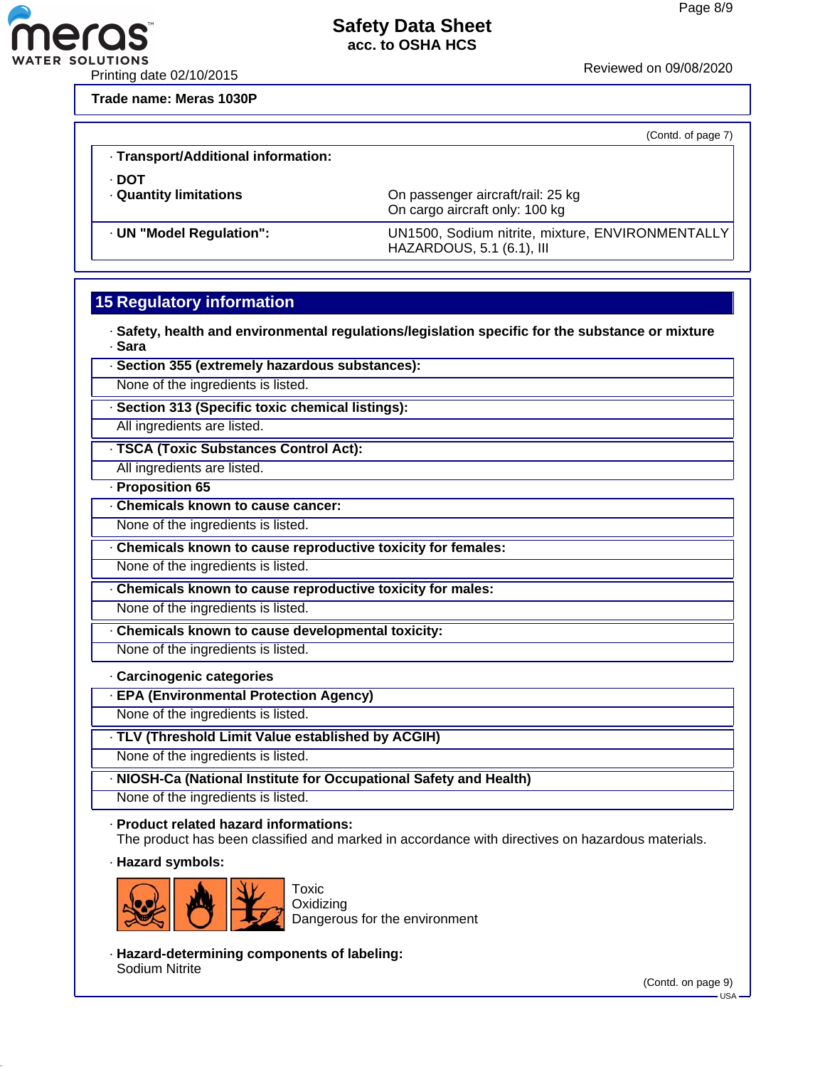Trade name: Meras 1030P

(Contd. of page 7)

· **Transport/Additional information:**

· **DOT**

| | |
|---|---|
| · **Quantity limitations** | On passenger aircraft/rail: 25 kg<br>On cargo aircraft only: 100 kg |
| · **UN "Model Regulation":** | UN1500, Sodium nitrite, mixture, ENVIRONMENTALLY HAZARDOUS, 5.1 (6.1), III |

## 15 Regulatory information

· **Safety, health and environmental regulations/legislation specific for the substance or mixture**

· **Sara**

· **Section 355 (extremely hazardous substances):**

None of the ingredients is listed.

· **Section 313 (Specific toxic chemical listings):**

All ingredients are listed.

· **TSCA (Toxic Substances Control Act):**

All ingredients are listed.

· **Proposition 65**

· **Chemicals known to cause cancer:**

None of the ingredients is listed.

· **Chemicals known to cause reproductive toxicity for females:**

None of the ingredients is listed.

· **Chemicals known to cause reproductive toxicity for males:**

None of the ingredients is listed.

· **Chemicals known to cause developmental toxicity:**

None of the ingredients is listed.

· **Carcinogenic categories**

· **EPA (Environmental Protection Agency)**

None of the ingredients is listed.

· **TLV (Threshold Limit Value established by ACGIH)**

None of the ingredients is listed.

· **NIOSH-Ca (National Institute for Occupational Safety and Health)**

None of the ingredients is listed.

· **Product related hazard informations:**

The product has been classified and marked in accordance with directives on hazardous materials.

· **Hazard symbols:**

Toxic
Oxidizing
Dangerous for the environment

· **Hazard-determining components of labeling:**

Sodium Nitrite

(Contd. on page 9)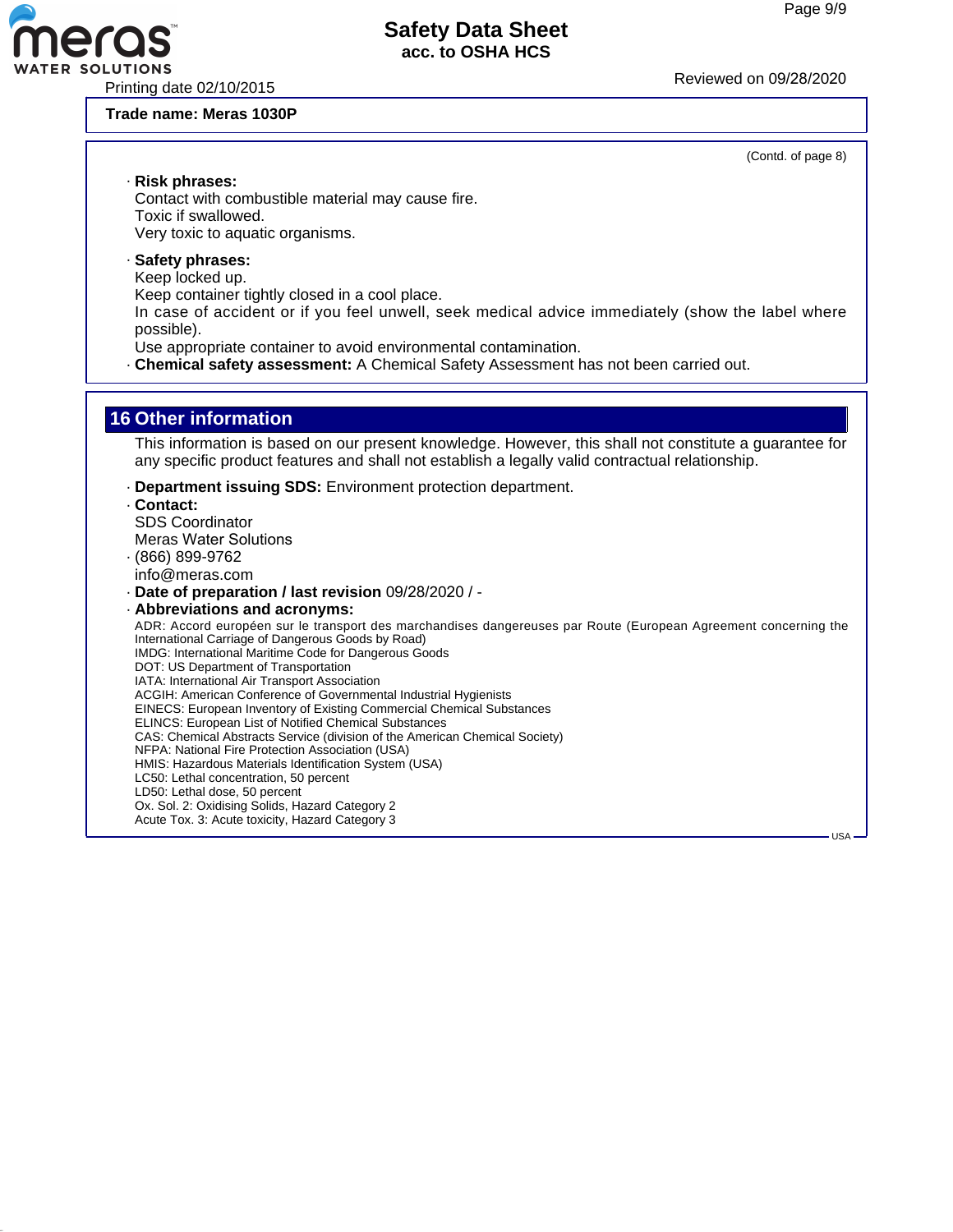**Trade name: Meras 1030P**

(Contd. of page 8)

· **Risk phrases:**
Contact with combustible material may cause fire.
Toxic if swallowed.
Very toxic to aquatic organisms.

· **Safety phrases:**
Keep locked up.
Keep container tightly closed in a cool place.
In case of accident or if you feel unwell, seek medical advice immediately (show the label where possible).
Use appropriate container to avoid environmental contamination.

· **Chemical safety assessment:** A Chemical Safety Assessment has not been carried out.

## 16 Other information

This information is based on our present knowledge. However, this shall not constitute a guarantee for any specific product features and shall not establish a legally valid contractual relationship.

· **Department issuing SDS:** Environment protection department.

· **Contact:**
SDS Coordinator
Meras Water Solutions

· (866) 899-9762
info@meras.com

· **Date of preparation / last revision** 09/28/2020 / -

· **Abbreviations and acronyms:**
ADR: Accord européen sur le transport des marchandises dangereuses par Route (European Agreement concerning the International Carriage of Dangerous Goods by Road)
IMDG: International Maritime Code for Dangerous Goods
DOT: US Department of Transportation
IATA: International Air Transport Association
ACGIH: American Conference of Governmental Industrial Hygienists
EINECS: European Inventory of Existing Commercial Chemical Substances
ELINCS: European List of Notified Chemical Substances
CAS: Chemical Abstracts Service (division of the American Chemical Society)
NFPA: National Fire Protection Association (USA)
HMIS: Hazardous Materials Identification System (USA)
LC50: Lethal concentration, 50 percent
LD50: Lethal dose, 50 percent
Ox. Sol. 2: Oxidising Solids, Hazard Category 2
Acute Tox. 3: Acute toxicity, Hazard Category 3